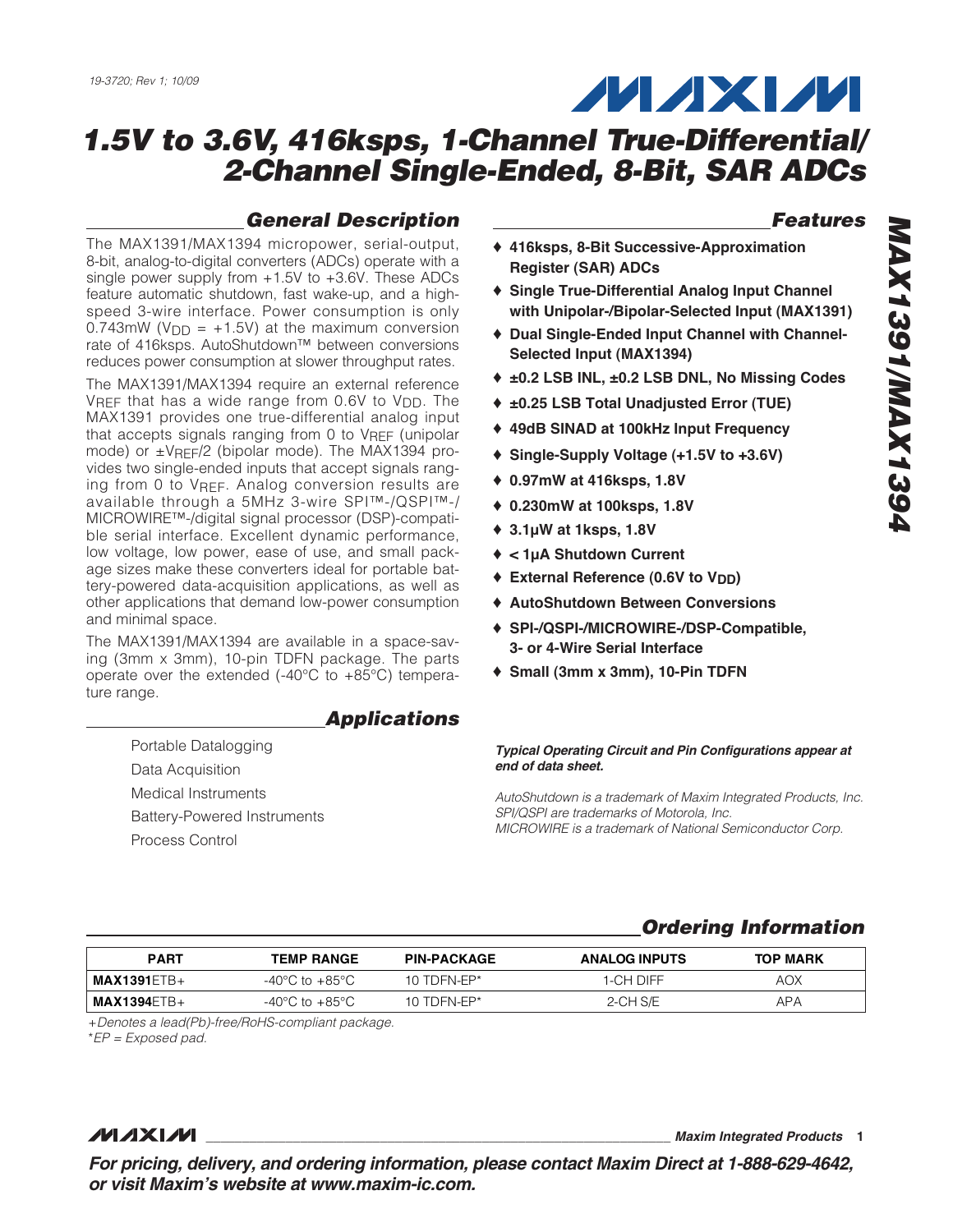19-3720; Rev 1; 10/09

# 1.5V to 3.6V, 416ksps, 1-Channel True-Differential/ 2-Channel Single-Ended, 8-Bit, SAR ADCs

## General Description

The MAX1391/MAX1394 micropower, serial-output, 8-bit, analog-to-digital converters (ADCs) operate with a single power supply from +1.5V to +3.6V. These ADCs feature automatic shutdown, fast wake-up, and a high-speed 3-wire interface. Power consumption is only 0.743mW ($V_{DD}$ = +1.5V) at the maximum conversion rate of 416ksps. AutoShutdown™ between conversions reduces power consumption at slower throughput rates.

The MAX1391/MAX1394 require an external reference $V_{REF}$ that has a wide range from 0.6V to $V_{DD}$. The MAX1391 provides one true-differential analog input that accepts signals ranging from 0 to $V_{REF}$ (unipolar mode) or $\pm V_{REF}/2$ (bipolar mode). The MAX1394 provides two single-ended inputs that accept signals ranging from 0 to $V_{REF}$. Analog conversion results are available through a 5MHz 3-wire SPI™-/QSPI™-/MICROWIRE™-/digital signal processor (DSP)-compatible serial interface. Excellent dynamic performance, low voltage, low power, ease of use, and small package sizes make these converters ideal for portable battery-powered data-acquisition applications, as well as other applications that demand low-power consumption and minimal space.

The MAX1391/MAX1394 are available in a space-saving (3mm x 3mm), 10-pin TDFN package. The parts operate over the extended (-40°C to +85°C) temperature range.

## Applications

- Portable Datalogging
- Data Acquisition
- Medical Instruments
- Battery-Powered Instruments
- Process Control

## Features

- ♦ **416ksps, 8-Bit Successive-Approximation Register (SAR) ADCs**
- ♦ **Single True-Differential Analog Input Channel with Unipolar-/Bipolar-Selected Input (MAX1391)**
- ♦ **Dual Single-Ended Input Channel with Channel-Selected Input (MAX1394)**
- ♦ **±0.2 LSB INL, ±0.2 LSB DNL, No Missing Codes**
- ♦ **±0.25 LSB Total Unadjusted Error (TUE)**
- ♦ **49dB SINAD at 100kHz Input Frequency**
- ♦ **Single-Supply Voltage (+1.5V to +3.6V)**
- ♦ **0.97mW at 416ksps, 1.8V**
- ♦ **0.230mW at 100ksps, 1.8V**
- ♦ **3.1µW at 1ksps, 1.8V**
- ♦ **< 1µA Shutdown Current**
- ♦ **External Reference (0.6V to $V_{DD}$)**
- ♦ **AutoShutdown Between Conversions**
- ♦ **SPI-/QSPI-/MICROWIRE-/DSP-Compatible, 3- or 4-Wire Serial Interface**
- ♦ **Small (3mm x 3mm), 10-Pin TDFN**

***Typical Operating Circuit and Pin Configurations appear at end of data sheet.***

*AutoShutdown is a trademark of Maxim Integrated Products, Inc.*
*SPI/QSPI are trademarks of Motorola, Inc.*
*MICROWIRE is a trademark of National Semiconductor Corp.*

## Ordering Information

| PART | TEMP RANGE | PIN-PACKAGE | ANALOG INPUTS | TOP MARK |
|---|---|---|---|---|
| **MAX1391**ETB+ | -40°C to +85°C | 10 TDFN-EP* | 1-CH DIFF | AOX |
| **MAX1394**ETB+ | -40°C to +85°C | 10 TDFN-EP* | 2-CH S/E | APA |

*+Denotes a lead(Pb)-free/RoHS-compliant package.*
*\*EP = Exposed pad.*

***For pricing, delivery, and ordering information, please contact Maxim Direct at 1-888-629-4642, or visit Maxim's website at www.maxim-ic.com.***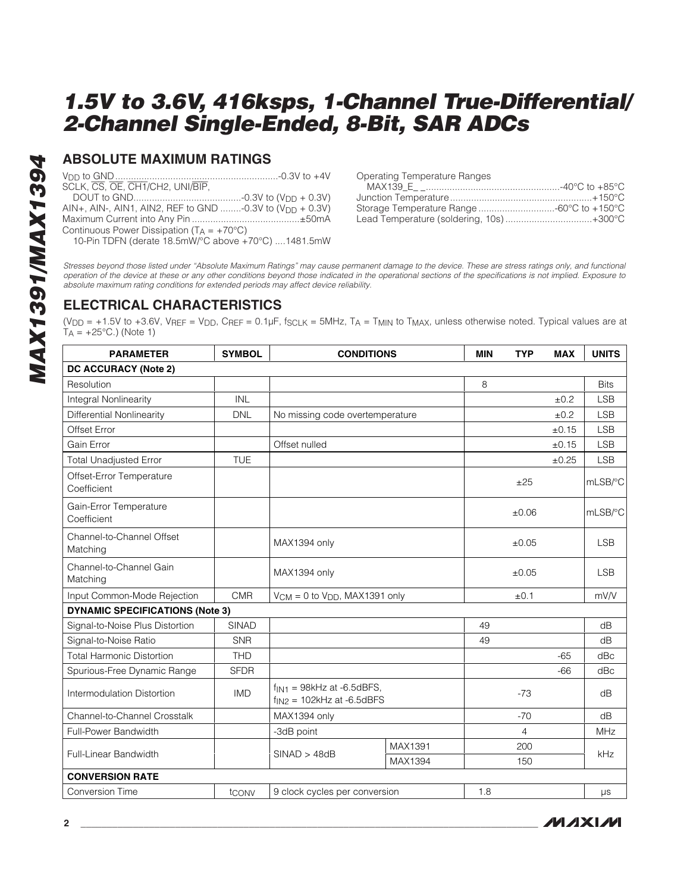## ABSOLUTE MAXIMUM RATINGS

$V_{DD}$ to GND..............................................................-0.3V to +4V
SCLK, $\overline{CS}$, $\overline{OE}$, $\overline{CH1}$/CH2, UNI/$\overline{BIP}$,
DOUT to GND.........................................-0.3V to ($V_{DD}$ + 0.3V)
AIN+, AIN-, AIN1, AIN2, REF to GND ........-0.3V to ($V_{DD}$ + 0.3V)
Maximum Current into Any Pin .........................................±50mA
Continuous Power Dissipation ($T_A$ = +70°C)
10-Pin TDFN (derate 18.5mW/°C above +70°C) ....1481.5mW

Operating Temperature Ranges
MAX139_E_ _...................................................-40°C to +85°C
Junction Temperature......................................................+150°C
Storage Temperature Range .............................-60°C to +150°C
Lead Temperature (soldering, 10s) .................................+300°C

*Stresses beyond those listed under "Absolute Maximum Ratings" may cause permanent damage to the device. These are stress ratings only, and functional operation of the device at these or any other conditions beyond those indicated in the operational sections of the specifications is not implied. Exposure to absolute maximum rating conditions for extended periods may affect device reliability.*

## ELECTRICAL CHARACTERISTICS

($V_{DD}$ = +1.5V to +3.6V, $V_{REF}$ = $V_{DD}$, $C_{REF}$ = 0.1µF, $f_{SCLK}$ = 5MHz, $T_A$ = $T_{MIN}$ to $T_{MAX}$, unless otherwise noted. Typical values are at $T_A$ = +25°C.) (Note 1)

| PARAMETER | SYMBOL | CONDITIONS | | MIN | TYP | MAX | UNITS |
|---|---|---|---|---|---|---|---|
| **DC ACCURACY (Note 2)** | | | | | | | |
| Resolution | | | | 8 | | | Bits |
| Integral Nonlinearity | INL | | | | | ±0.2 | LSB |
| Differential Nonlinearity | DNL | No missing code overtemperature | | | | ±0.2 | LSB |
| Offset Error | | | | | | ±0.15 | LSB |
| Gain Error | | Offset nulled | | | | ±0.15 | LSB |
| Total Unadjusted Error | TUE | | | | | ±0.25 | LSB |
| Offset-Error Temperature Coefficient | | | | | ±25 | | mLSB/°C |
| Gain-Error Temperature Coefficient | | | | | ±0.06 | | mLSB/°C |
| Channel-to-Channel Offset Matching | | MAX1394 only | | | ±0.05 | | LSB |
| Channel-to-Channel Gain Matching | | MAX1394 only | | | ±0.05 | | LSB |
| Input Common-Mode Rejection | CMR | $V_{CM}$ = 0 to $V_{DD}$, MAX1391 only | | | ±0.1 | | mV/V |
| **DYNAMIC SPECIFICATIONS (Note 3)** | | | | | | | |
| Signal-to-Noise Plus Distortion | SINAD | | | 49 | | | dB |
| Signal-to-Noise Ratio | SNR | | | 49 | | | dB |
| Total Harmonic Distortion | THD | | | | | -65 | dBc |
| Spurious-Free Dynamic Range | SFDR | | | | | -66 | dBc |
| Intermodulation Distortion | IMD | $f_{IN1}$ = 98kHz at -6.5dBFS, $f_{IN2}$ = 102kHz at -6.5dBFS | | | -73 | | dB |
| Channel-to-Channel Crosstalk | | MAX1394 only | | | -70 | | dB |
| Full-Power Bandwidth | | -3dB point | | | 4 | | MHz |
| Full-Linear Bandwidth | | SINAD > 48dB | MAX1391 | | 200 | | kHz |
| | | | MAX1394 | | 150 | | |
| **CONVERSION RATE** | | | | | | | |
| Conversion Time | $t_{CONV}$ | 9 clock cycles per conversion | | 1.8 | | | µs |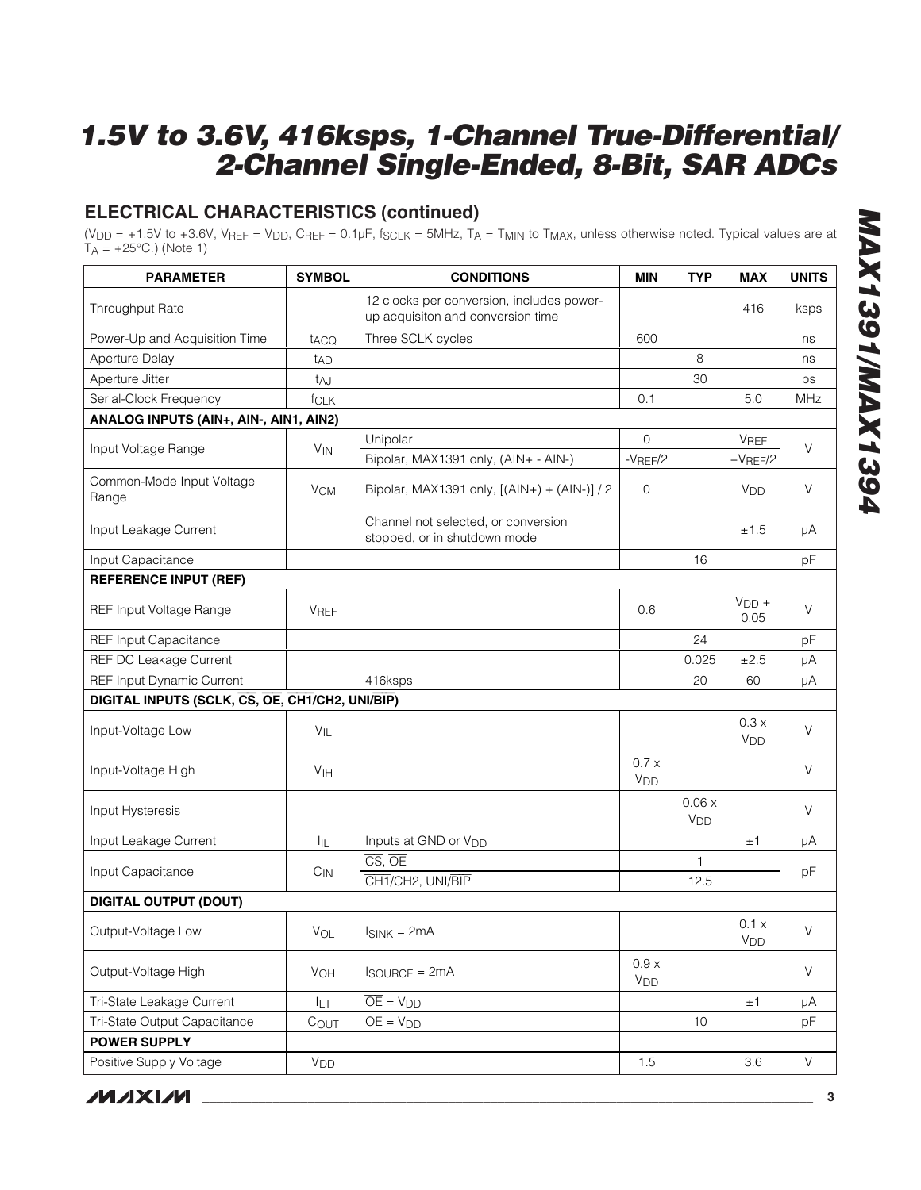# 1.5V to 3.6V, 416ksps, 1-Channel True-Differential/ 2-Channel Single-Ended, 8-Bit, SAR ADCs

## ELECTRICAL CHARACTERISTICS (continued)

($V_{DD}$ = +1.5V to +3.6V, $V_{REF}$ = $V_{DD}$, $C_{REF}$ = 0.1µF, $f_{SCLK}$ = 5MHz, $T_A$ = $T_{MIN}$ to $T_{MAX}$, unless otherwise noted. Typical values are at $T_A$ = +25°C.) (Note 1)

| PARAMETER | SYMBOL | CONDITIONS | MIN | TYP | MAX | UNITS |
|---|---|---|---|---|---|---|
| Throughput Rate | | 12 clocks per conversion, includes power-up acquisiton and conversion time | | | 416 | ksps |
| Power-Up and Acquisition Time | $t_{ACQ}$ | Three SCLK cycles | 600 | | | ns |
| Aperture Delay | $t_{AD}$ | | | 8 | | ns |
| Aperture Jitter | $t_{AJ}$ | | | 30 | | ps |
| Serial-Clock Frequency | $f_{CLK}$ | | 0.1 | | 5.0 | MHz |
| **ANALOG INPUTS (AIN+, AIN-, AIN1, AIN2)** | | | | | | |
| Input Voltage Range | $V_{IN}$ | Unipolar | 0 | | $V_{REF}$ | V |
| | | Bipolar, MAX1391 only, (AIN+ - AIN-) | $-V_{REF}/2$ | | $+V_{REF}/2$ | |
| Common-Mode Input Voltage Range | $V_{CM}$ | Bipolar, MAX1391 only, [(AIN+) + (AIN-)] / 2 | 0 | | $V_{DD}$ | V |
| Input Leakage Current | | Channel not selected, or conversion stopped, or in shutdown mode | | | ±1.5 | µA |
| Input Capacitance | | | | 16 | | pF |
| **REFERENCE INPUT (REF)** | | | | | | |
| REF Input Voltage Range | $V_{REF}$ | | 0.6 | | $V_{DD}$ + 0.05 | V |
| REF Input Capacitance | | | | 24 | | pF |
| REF DC Leakage Current | | | | 0.025 | ±2.5 | µA |
| REF Input Dynamic Current | | 416ksps | | 20 | 60 | µA |
| **DIGITAL INPUTS (SCLK, $\overline{CS}$, $\overline{OE}$, $\overline{CH1}$/CH2, UNI/$\overline{BIP}$)** | | | | | | |
| Input-Voltage Low | $V_{IL}$ | | | | 0.3 x $V_{DD}$ | V |
| Input-Voltage High | $V_{IH}$ | | 0.7 x $V_{DD}$ | | | V |
| Input Hysteresis | | | | 0.06 x $V_{DD}$ | | V |
| Input Leakage Current | $I_{IL}$ | Inputs at GND or $V_{DD}$ | | | ±1 | µA |
| Input Capacitance | $C_{IN}$ | $\overline{CS}$, $\overline{OE}$ | | 1 | | pF |
| | | $\overline{CH1}$/CH2, UNI/$\overline{BIP}$ | | 12.5 | | |
| **DIGITAL OUTPUT (DOUT)** | | | | | | |
| Output-Voltage Low | $V_{OL}$ | $I_{SINK}$ = 2mA | | | 0.1 x $V_{DD}$ | V |
| Output-Voltage High | $V_{OH}$ | $I_{SOURCE}$ = 2mA | 0.9 x $V_{DD}$ | | | V |
| Tri-State Leakage Current | $I_{LT}$ | $\overline{OE}$ = $V_{DD}$ | | | ±1 | µA |
| Tri-State Output Capacitance | $C_{OUT}$ | $\overline{OE}$ = $V_{DD}$ | | 10 | | pF |
| **POWER SUPPLY** | | | | | | |
| Positive Supply Voltage | $V_{DD}$ | | 1.5 | | 3.6 | V |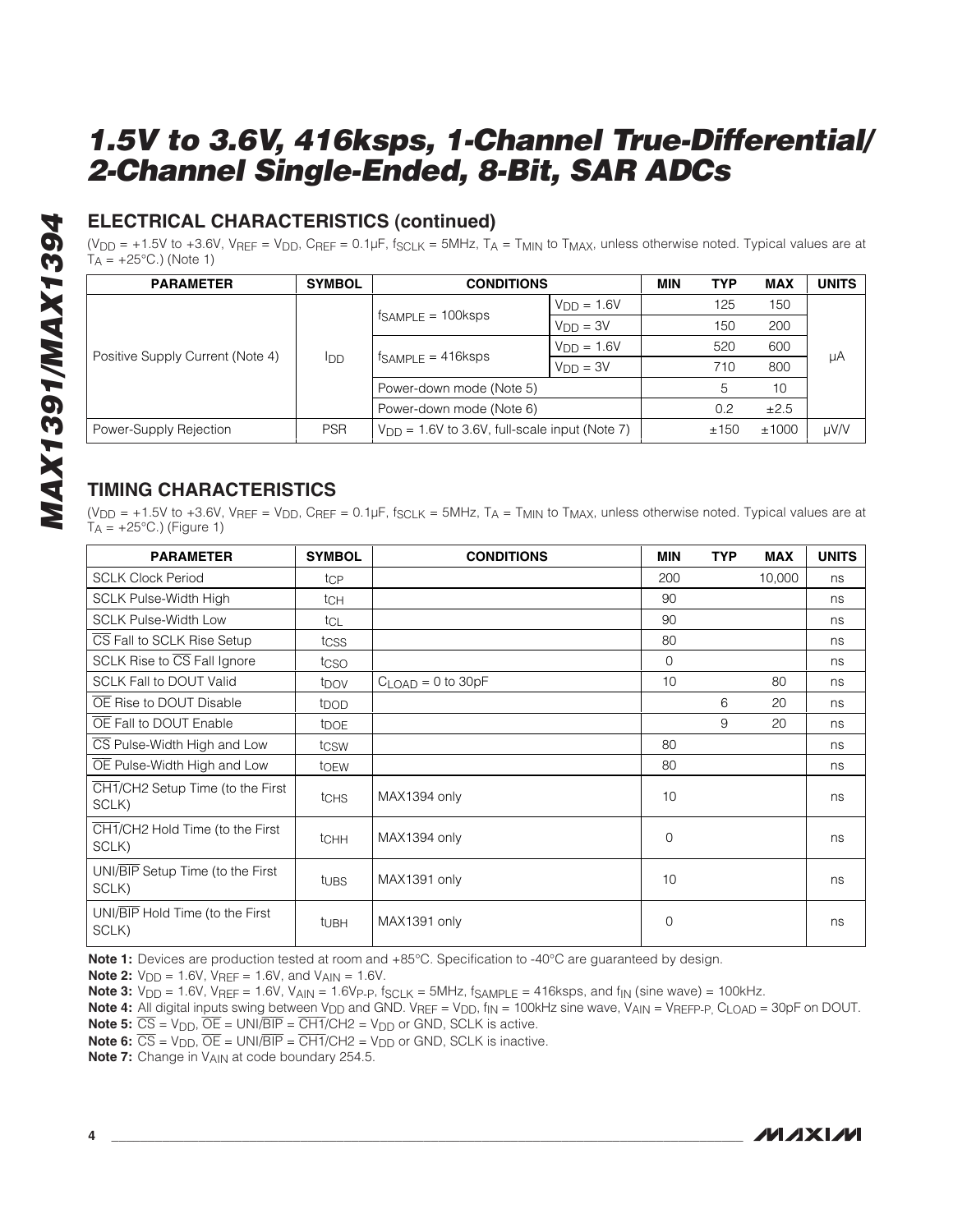# 1.5V to 3.6V, 416ksps, 1-Channel True-Differential/ 2-Channel Single-Ended, 8-Bit, SAR ADCs

## ELECTRICAL CHARACTERISTICS (continued)

($V_{DD}$ = +1.5V to +3.6V, $V_{REF}$ = $V_{DD}$, $C_{REF}$ = 0.1µF, $f_{SCLK}$ = 5MHz, $T_A$ = $T_{MIN}$ to $T_{MAX}$, unless otherwise noted. Typical values are at $T_A$ = +25°C.) (Note 1)

| PARAMETER | SYMBOL | CONDITIONS | | MIN | TYP | MAX | UNITS |
|---|---|---|---|---|---|---|---|
| Positive Supply Current (Note 4) | $I_{DD}$ | $f_{SAMPLE}$ = 100ksps | $V_{DD}$ = 1.6V | | 125 | 150 | µA |
| | | | $V_{DD}$ = 3V | | 150 | 200 | |
| | | $f_{SAMPLE}$ = 416ksps | $V_{DD}$ = 1.6V | | 520 | 600 | |
| | | | $V_{DD}$ = 3V | | 710 | 800 | |
| | | Power-down mode (Note 5) | | | 5 | 10 | |
| | | Power-down mode (Note 6) | | | 0.2 | ±2.5 | |
| Power-Supply Rejection | PSR | $V_{DD}$ = 1.6V to 3.6V, full-scale input (Note 7) | | | ±150 | ±1000 | µV/V |

## TIMING CHARACTERISTICS

($V_{DD}$ = +1.5V to +3.6V, $V_{REF}$ = $V_{DD}$, $C_{REF}$ = 0.1µF, $f_{SCLK}$ = 5MHz, $T_A$ = $T_{MIN}$ to $T_{MAX}$, unless otherwise noted. Typical values are at $T_A$ = +25°C.) (Figure 1)

| PARAMETER | SYMBOL | CONDITIONS | MIN | TYP | MAX | UNITS |
|---|---|---|---|---|---|---|
| SCLK Clock Period | $t_{CP}$ | | 200 | | 10,000 | ns |
| SCLK Pulse-Width High | $t_{CH}$ | | 90 | | | ns |
| SCLK Pulse-Width Low | $t_{CL}$ | | 90 | | | ns |
| $\overline{CS}$ Fall to SCLK Rise Setup | $t_{CSS}$ | | 80 | | | ns |
| SCLK Rise to $\overline{CS}$ Fall Ignore | $t_{CSO}$ | | 0 | | | ns |
| SCLK Fall to DOUT Valid | $t_{DOV}$ | $C_{LOAD}$ = 0 to 30pF | 10 | | 80 | ns |
| $\overline{OE}$ Rise to DOUT Disable | $t_{DOD}$ | | | 6 | 20 | ns |
| $\overline{OE}$ Fall to DOUT Enable | $t_{DOE}$ | | | 9 | 20 | ns |
| $\overline{CS}$ Pulse-Width High and Low | $t_{CSW}$ | | 80 | | | ns |
| $\overline{OE}$ Pulse-Width High and Low | $t_{OEW}$ | | 80 | | | ns |
| $\overline{CH1}$/CH2 Setup Time (to the First SCLK) | $t_{CHS}$ | MAX1394 only | 10 | | | ns |
| $\overline{CH1}$/CH2 Hold Time (to the First SCLK) | $t_{CHH}$ | MAX1394 only | 0 | | | ns |
| UNI/$\overline{BIP}$ Setup Time (to the First SCLK) | $t_{UBS}$ | MAX1391 only | 10 | | | ns |
| UNI/$\overline{BIP}$ Hold Time (to the First SCLK) | $t_{UBH}$ | MAX1391 only | 0 | | | ns |

**Note 1:** Devices are production tested at room and +85°C. Specification to -40°C are guaranteed by design.

**Note 2:** $V_{DD}$ = 1.6V, $V_{REF}$ = 1.6V, and $V_{AIN}$ = 1.6V.

**Note 3:** $V_{DD}$ = 1.6V, $V_{REF}$ = 1.6V, $V_{AIN}$ = 1.6$V_{P-P}$, $f_{SCLK}$ = 5MHz, $f_{SAMPLE}$ = 416ksps, and $f_{IN}$ (sine wave) = 100kHz.

**Note 4:** All digital inputs swing between $V_{DD}$ and GND. $V_{REF}$ = $V_{DD}$, $f_{IN}$ = 100kHz sine wave, $V_{AIN}$ = $V_{REFP-P}$, $C_{LOAD}$ = 30pF on DOUT.

**Note 5:** $\overline{CS}$ = $V_{DD}$, $\overline{OE}$ = UNI/$\overline{BIP}$ = $\overline{CH1}$/CH2 = $V_{DD}$ or GND, SCLK is active.

**Note 6:** $\overline{CS}$ = $V_{DD}$, $\overline{OE}$ = UNI/$\overline{BIP}$ = $\overline{CH1}$/CH2 = $V_{DD}$ or GND, SCLK is inactive.

**Note 7:** Change in $V_{AIN}$ at code boundary 254.5.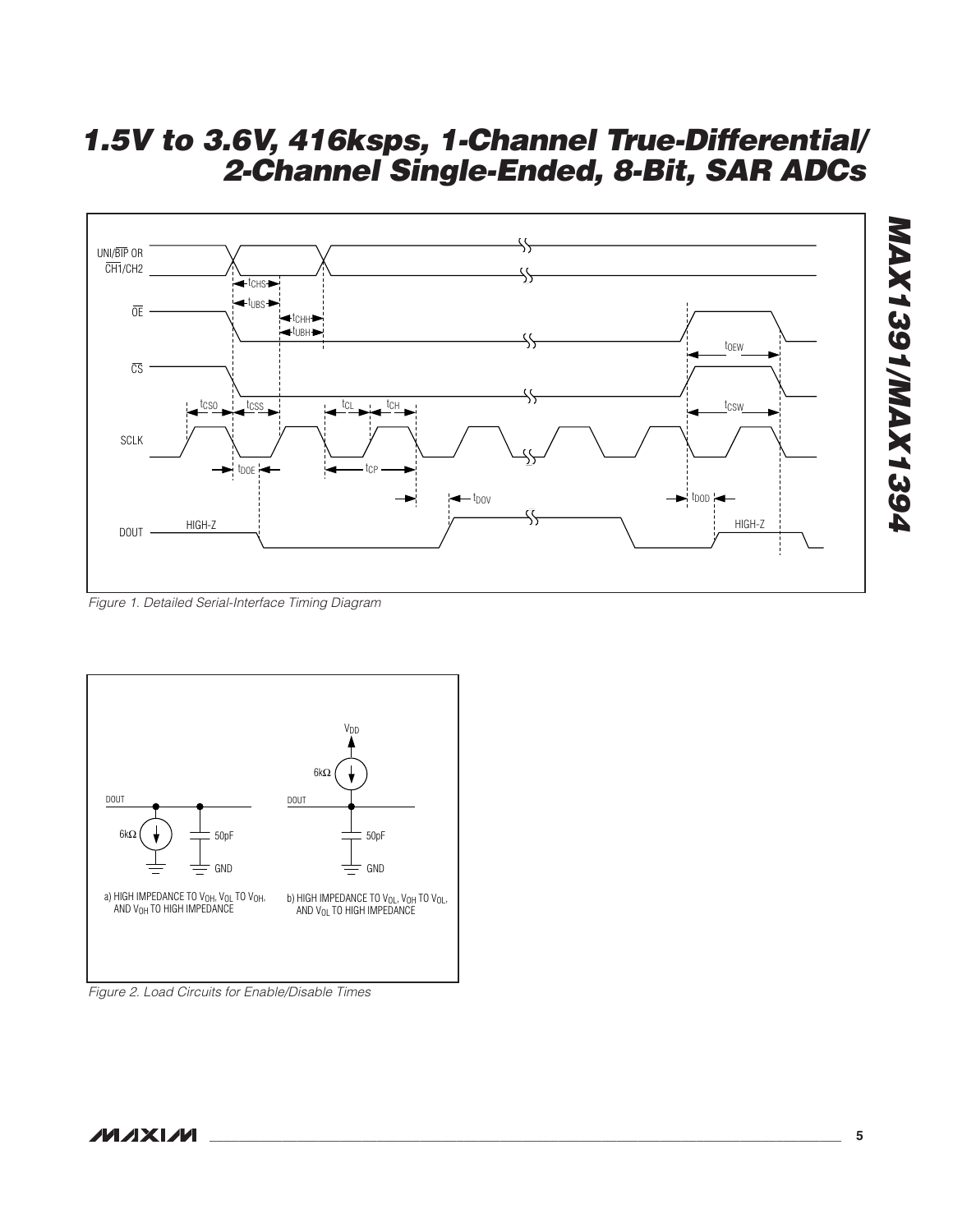Figure 1. Detailed Serial-Interface Timing Diagram

a) HIGH IMPEDANCE TO $V_{OH}$, $V_{OL}$ TO $V_{OH}$, AND $V_{OH}$ TO HIGH IMPEDANCE

b) HIGH IMPEDANCE TO $V_{OL}$, $V_{OH}$ TO $V_{OL}$, AND $V_{OL}$ TO HIGH IMPEDANCE

Figure 2. Load Circuits for Enable/Disable Times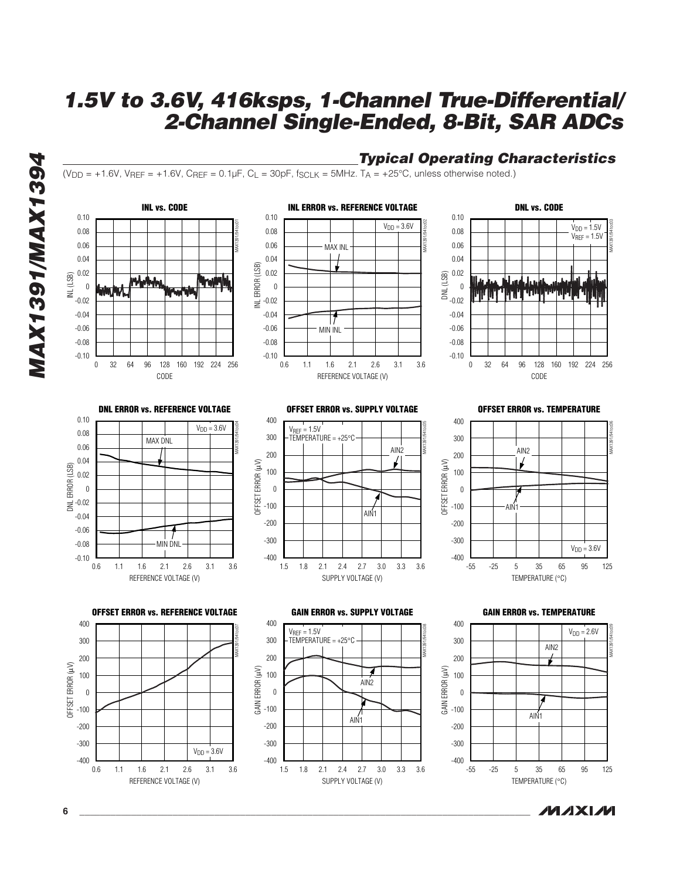## Typical Operating Characteristics

($V_{DD}$ = +1.6V, $V_{REF}$ = +1.6V, $C_{REF}$ = 0.1µF, $C_L$ = 30pF, $f_{SCLK}$ = 5MHz. $T_A$ = +25°C, unless otherwise noted.)

**INL vs. CODE**

**INL ERROR vs. REFERENCE VOLTAGE**

**DNL vs. CODE**

**DNL ERROR vs. REFERENCE VOLTAGE**

**OFFSET ERROR vs. SUPPLY VOLTAGE**

**OFFSET ERROR vs. TEMPERATURE**

**OFFSET ERROR vs. REFERENCE VOLTAGE**

**GAIN ERROR vs. SUPPLY VOLTAGE**

**GAIN ERROR vs. TEMPERATURE**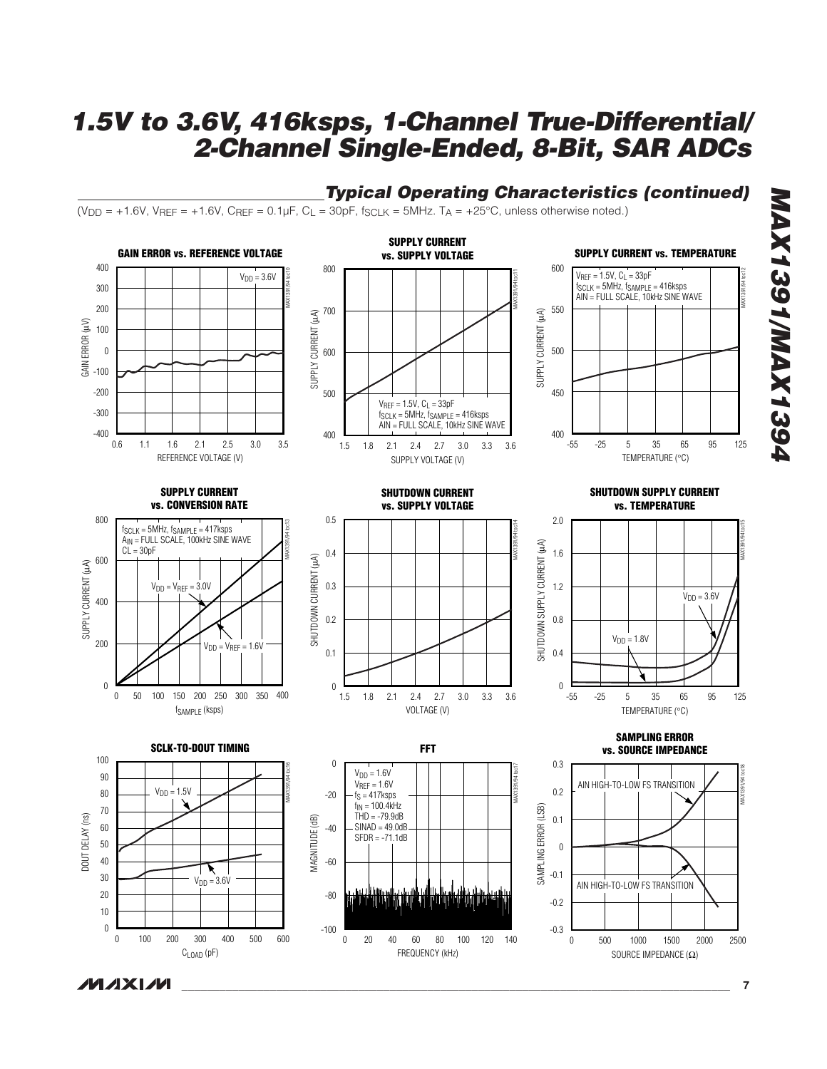## Typical Operating Characteristics (continued)

($V_{DD}$ = +1.6V, $V_{REF}$ = +1.6V, $C_{REF}$ = 0.1µF, $C_L$ = 30pF, $f_{SCLK}$ = 5MHz. $T_A$ = +25°C, unless otherwise noted.)

**GAIN ERROR vs. REFERENCE VOLTAGE**

$V_{DD}$ = 3.6V

**SUPPLY CURRENT vs. SUPPLY VOLTAGE**

$V_{REF}$ = 1.5V, $C_L$ = 33pF
$f_{SCLK}$ = 5MHz, $f_{SAMPLE}$ = 416ksps
AIN = FULL SCALE, 10kHz SINE WAVE

**SUPPLY CURRENT vs. TEMPERATURE**

$V_{REF}$ = 1.5V, $C_L$ = 33pF
$f_{SCLK}$ = 5MHz, $f_{SAMPLE}$ = 416ksps
AIN = FULL SCALE, 10kHz SINE WAVE

**SUPPLY CURRENT vs. CONVERSION RATE**

$f_{SCLK}$ = 5MHz, $f_{SAMPLE}$ = 417ksps
$A_{IN}$ = FULL SCALE, 100kHz SINE WAVE
CL = 30pF

$V_{DD}$ = $V_{REF}$ = 3.0V
$V_{DD}$ = $V_{REF}$ = 1.6V

**SHUTDOWN CURRENT vs. SUPPLY VOLTAGE**

**SHUTDOWN SUPPLY CURRENT vs. TEMPERATURE**

$V_{DD}$ = 3.6V
$V_{DD}$ = 1.8V

**SCLK-TO-DOUT TIMING**

$V_{DD}$ = 1.5V
$V_{DD}$ = 3.6V

**FFT**

$V_{DD}$ = 1.6V
$V_{REF}$ = 1.6V
$f_S$ = 417ksps
$f_{IN}$ = 100.4kHz
THD = -79.9dB
SINAD = 49.0dB
SFDR = -71.1dB

**SAMPLING ERROR vs. SOURCE IMPEDANCE**

AIN HIGH-TO-LOW FS TRANSITION
AIN HIGH-TO-LOW FS TRANSITION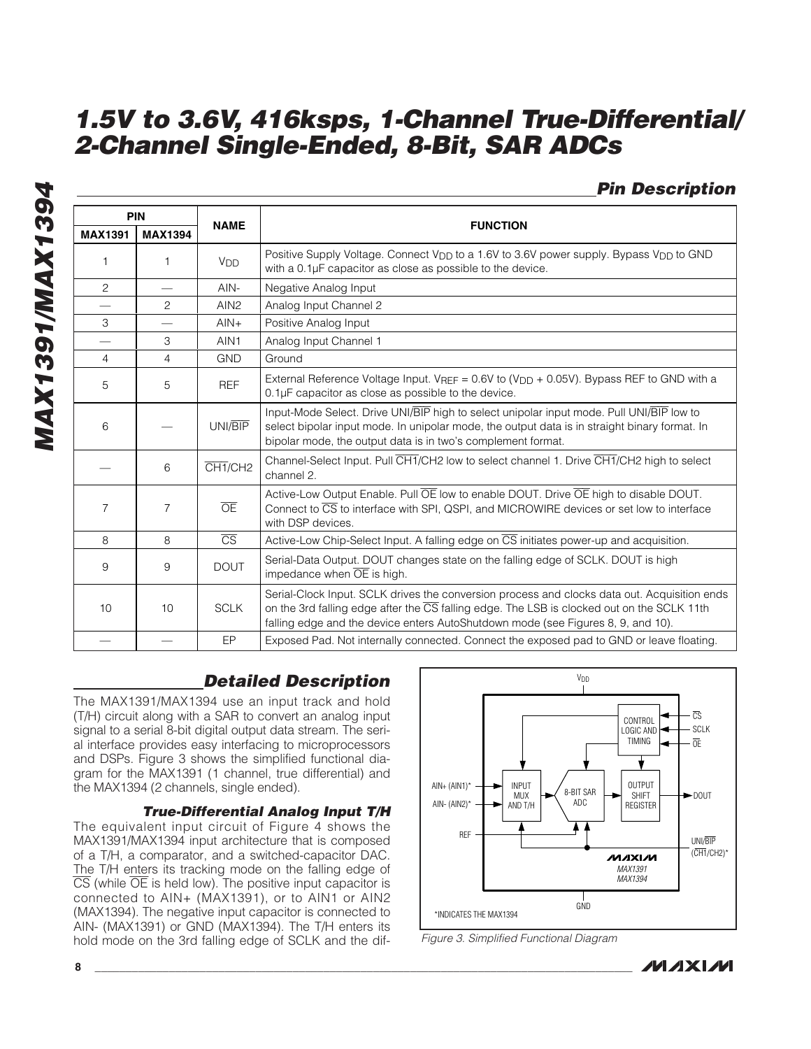# 1.5V to 3.6V, 416ksps, 1-Channel True-Differential/ 2-Channel Single-Ended, 8-Bit, SAR ADCs

## Pin Description

| PIN | | NAME | FUNCTION |
|---|---|---|---|
| MAX1391 | MAX1394 | | |
| 1 | 1 | $V_{DD}$ | Positive Supply Voltage. Connect $V_{DD}$ to a 1.6V to 3.6V power supply. Bypass $V_{DD}$ to GND with a 0.1µF capacitor as close as possible to the device. |
| 2 | — | AIN- | Negative Analog Input |
| — | 2 | AIN2 | Analog Input Channel 2 |
| 3 | — | AIN+ | Positive Analog Input |
| — | 3 | AIN1 | Analog Input Channel 1 |
| 4 | 4 | GND | Ground |
| 5 | 5 | REF | External Reference Voltage Input. $V_{REF}$ = 0.6V to ($V_{DD}$ + 0.05V). Bypass REF to GND with a 0.1µF capacitor as close as possible to the device. |
| 6 | — | UNI/$\overline{\text{BIP}}$ | Input-Mode Select. Drive UNI/$\overline{\text{BIP}}$ high to select unipolar input mode. Pull UNI/$\overline{\text{BIP}}$ low to select bipolar input mode. In unipolar mode, the output data is in straight binary format. In bipolar mode, the output data is in two's complement format. |
| — | 6 | $\overline{\text{CH1}}$/CH2 | Channel-Select Input. Pull $\overline{\text{CH1}}$/CH2 low to select channel 1. Drive $\overline{\text{CH1}}$/CH2 high to select channel 2. |
| 7 | 7 | $\overline{\text{OE}}$ | Active-Low Output Enable. Pull $\overline{\text{OE}}$ low to enable DOUT. Drive $\overline{\text{OE}}$ high to disable DOUT. Connect to $\overline{\text{CS}}$ to interface with SPI, QSPI, and MICROWIRE devices or set low to interface with DSP devices. |
| 8 | 8 | $\overline{\text{CS}}$ | Active-Low Chip-Select Input. A falling edge on $\overline{\text{CS}}$ initiates power-up and acquisition. |
| 9 | 9 | DOUT | Serial-Data Output. DOUT changes state on the falling edge of SCLK. DOUT is high impedance when $\overline{\text{OE}}$ is high. |
| 10 | 10 | SCLK | Serial-Clock Input. SCLK drives the conversion process and clocks data out. Acquisition ends on the 3rd falling edge after the $\overline{\text{CS}}$ falling edge. The LSB is clocked out on the SCLK 11th falling edge and the device enters AutoShutdown mode (see Figures 8, 9, and 10). |
| — | — | EP | Exposed Pad. Not internally connected. Connect the exposed pad to GND or leave floating. |

## Detailed Description

The MAX1391/MAX1394 use an input track and hold (T/H) circuit along with a SAR to convert an analog input signal to a serial 8-bit digital output data stream. The serial interface provides easy interfacing to microprocessors and DSPs. Figure 3 shows the simplified functional diagram for the MAX1391 (1 channel, true differential) and the MAX1394 (2 channels, single ended).

### True-Differential Analog Input T/H

The equivalent input circuit of Figure 4 shows the MAX1391/MAX1394 input architecture that is composed of a T/H, a comparator, and a switched-capacitor DAC. The T/H enters its tracking mode on the falling edge of $\overline{\text{CS}}$ (while $\overline{\text{OE}}$ is held low). The positive input capacitor is connected to AIN+ (MAX1391), or to AIN1 or AIN2 (MAX1394). The negative input capacitor is connected to AIN- (MAX1391) or GND (MAX1394). The T/H enters its hold mode on the 3rd falling edge of SCLK and the dif-

Figure 3. Simplified Functional Diagram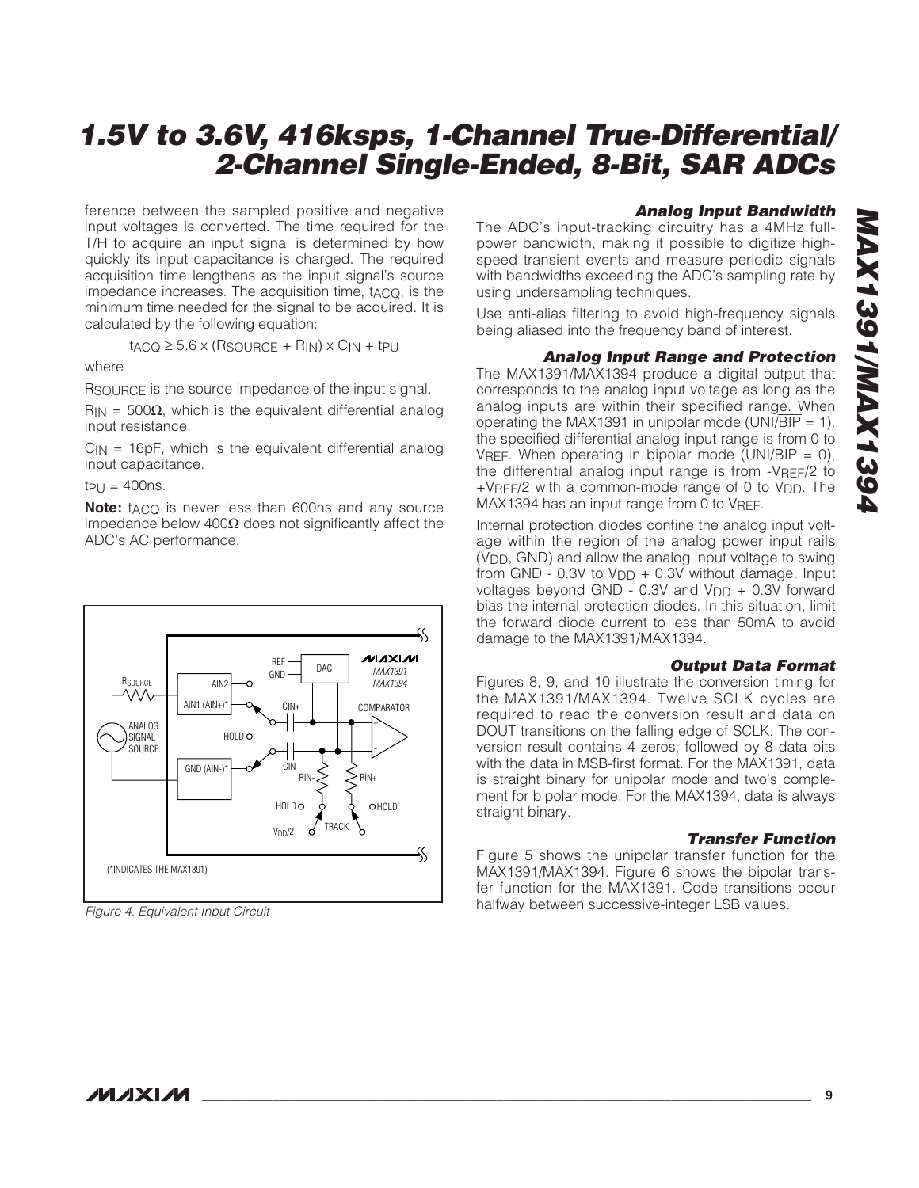ference between the sampled positive and negative input voltages is converted. The time required for the T/H to acquire an input signal is determined by how quickly its input capacitance is charged. The required acquisition time lengthens as the input signal's source impedance increases. The acquisition time, $t_{ACQ}$, is the minimum time needed for the signal to be acquired. It is calculated by the following equation:

$$t_{ACQ} \geq 5.6 \times (R_{SOURCE} + R_{IN}) \times C_{IN} + t_{PU}$$

where

$R_{SOURCE}$ is the source impedance of the input signal.

$R_{IN} = 500\Omega$, which is the equivalent differential analog input resistance.

$C_{IN} = 16pF$, which is the equivalent differential analog input capacitance.

$t_{PU} = 400ns$.

**Note:** $t_{ACQ}$ is never less than 600ns and any source impedance below 400Ω does not significantly affect the ADC's AC performance.

*Figure 4. Equivalent Input Circuit*

### Analog Input Bandwidth

The ADC's input-tracking circuitry has a 4MHz full-power bandwidth, making it possible to digitize high-speed transient events and measure periodic signals with bandwidths exceeding the ADC's sampling rate by using undersampling techniques.

Use anti-alias filtering to avoid high-frequency signals being aliased into the frequency band of interest.

### Analog Input Range and Protection

The MAX1391/MAX1394 produce a digital output that corresponds to the analog input voltage as long as the analog inputs are within their specified range. When operating the MAX1391 in unipolar mode ($UNI/\overline{BIP}$ = 1), the specified differential analog input range is from 0 to $V_{REF}$. When operating in bipolar mode ($UNI/\overline{BIP}$ = 0), the differential analog input range is from $-V_{REF}/2$ to $+V_{REF}/2$ with a common-mode range of 0 to $V_{DD}$. The MAX1394 has an input range from 0 to $V_{REF}$.

Internal protection diodes confine the analog input voltage within the region of the analog power input rails ($V_{DD}$, GND) and allow the analog input voltage to swing from GND - 0.3V to $V_{DD}$ + 0.3V without damage. Input voltages beyond GND - 0.3V and $V_{DD}$ + 0.3V forward bias the internal protection diodes. In this situation, limit the forward diode current to less than 50mA to avoid damage to the MAX1391/MAX1394.

### Output Data Format

Figures 8, 9, and 10 illustrate the conversion timing for the MAX1391/MAX1394. Twelve SCLK cycles are required to read the conversion result and data on DOUT transitions on the falling edge of SCLK. The conversion result contains 4 zeros, followed by 8 data bits with the data in MSB-first format. For the MAX1391, data is straight binary for unipolar mode and two's complement for bipolar mode. For the MAX1394, data is always straight binary.

### Transfer Function

Figure 5 shows the unipolar transfer function for the MAX1391/MAX1394. Figure 6 shows the bipolar transfer function for the MAX1391. Code transitions occur halfway between successive-integer LSB values.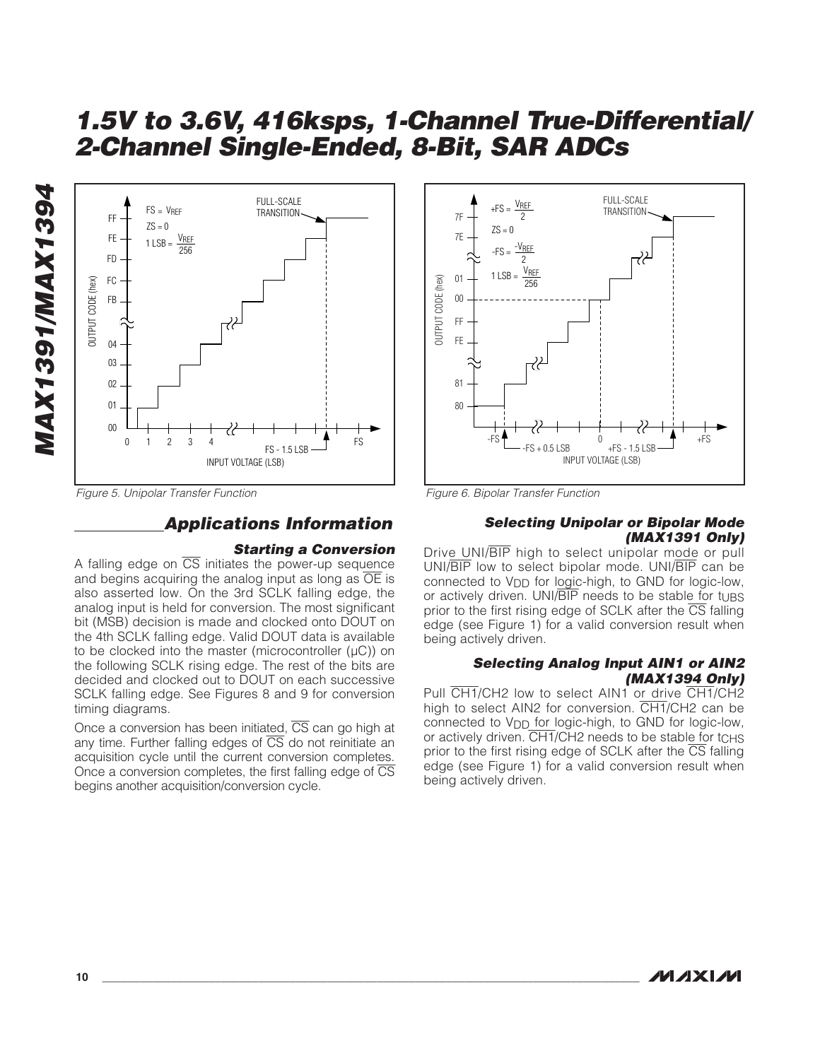Figure 5. Unipolar Transfer Function

Figure 6. Bipolar Transfer Function

## Applications Information

### Starting a Conversion

A falling edge on $\overline{CS}$ initiates the power-up sequence and begins acquiring the analog input as long as $\overline{OE}$ is also asserted low. On the 3rd SCLK falling edge, the analog input is held for conversion. The most significant bit (MSB) decision is made and clocked onto DOUT on the 4th SCLK falling edge. Valid DOUT data is available to be clocked into the master (microcontroller (µC)) on the following SCLK rising edge. The rest of the bits are decided and clocked out to DOUT on each successive SCLK falling edge. See Figures 8 and 9 for conversion timing diagrams.

Once a conversion has been initiated, $\overline{CS}$ can go high at any time. Further falling edges of $\overline{CS}$ do not reinitiate an acquisition cycle until the current conversion completes. Once a conversion completes, the first falling edge of $\overline{CS}$ begins another acquisition/conversion cycle.

### Selecting Unipolar or Bipolar Mode (MAX1391 Only)

Drive UNI/$\overline{BIP}$ high to select unipolar mode or pull UNI/$\overline{BIP}$ low to select bipolar mode. UNI/$\overline{BIP}$ can be connected to $V_{DD}$ for logic-high, to GND for logic-low, or actively driven. UNI/$\overline{BIP}$ needs to be stable for $t_{UBS}$ prior to the first rising edge of SCLK after the $\overline{CS}$ falling edge (see Figure 1) for a valid conversion result when being actively driven.

### Selecting Analog Input AIN1 or AIN2 (MAX1394 Only)

Pull $\overline{CH1}$/CH2 low to select AIN1 or drive $\overline{CH1}$/CH2 high to select AIN2 for conversion. $\overline{CH1}$/CH2 can be connected to $V_{DD}$ for logic-high, to GND for logic-low, or actively driven. $\overline{CH1}$/CH2 needs to be stable for $t_{CHS}$ prior to the first rising edge of SCLK after the $\overline{CS}$ falling edge (see Figure 1) for a valid conversion result when being actively driven.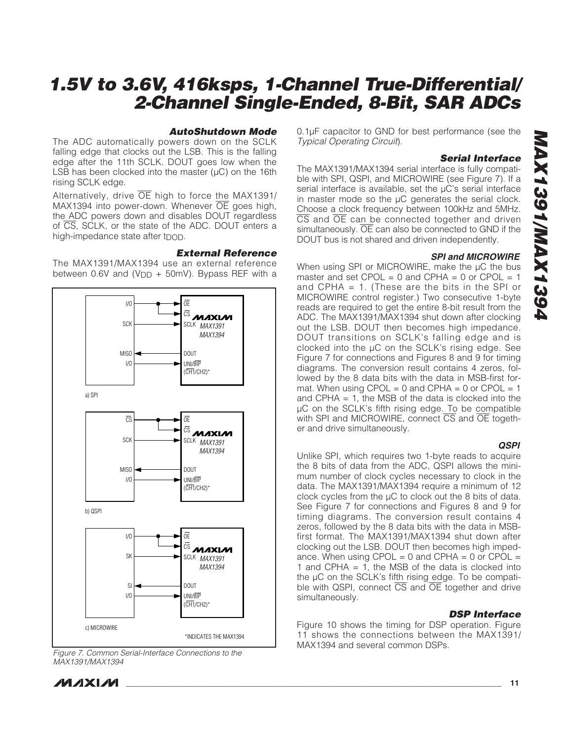### AutoShutdown Mode

The ADC automatically powers down on the SCLK falling edge that clocks out the LSB. This is the falling edge after the 11th SCLK. DOUT goes low when the LSB has been clocked into the master (µC) on the 16th rising SCLK edge.

Alternatively, drive $\overline{OE}$ high to force the MAX1391/MAX1394 into power-down. Whenever $\overline{OE}$ goes high, the ADC powers down and disables DOUT regardless of $\overline{CS}$, SCLK, or the state of the ADC. DOUT enters a high-impedance state after $t_{DOD}$.

### External Reference

The MAX1391/MAX1394 use an external reference between 0.6V and ($V_{DD}$ + 50mV). Bypass REF with a 0.1µF capacitor to GND for best performance (see the *Typical Operating Circuit*).

*Figure 7. Common Serial-Interface Connections to the MAX1391/MAX1394*

### Serial Interface

The MAX1391/MAX1394 serial interface is fully compatible with SPI, QSPI, and MICROWIRE (see Figure 7). If a serial interface is available, set the µC's serial interface in master mode so the µC generates the serial clock. Choose a clock frequency between 100kHz and 5MHz. $\overline{CS}$ and $\overline{OE}$ can be connected together and driven simultaneously. $\overline{OE}$ can also be connected to GND if the DOUT bus is not shared and driven independently.

#### SPI and MICROWIRE

When using SPI or MICROWIRE, make the µC the bus master and set CPOL = 0 and CPHA = 0 or CPOL = 1 and CPHA = 1. (These are the bits in the SPI or MICROWIRE control register.) Two consecutive 1-byte reads are required to get the entire 8-bit result from the ADC. The MAX1391/MAX1394 shut down after clocking out the LSB. DOUT then becomes high impedance. DOUT transitions on SCLK's falling edge and is clocked into the µC on the SCLK's rising edge. See Figure 7 for connections and Figures 8 and 9 for timing diagrams. The conversion result contains 4 zeros, followed by the 8 data bits with the data in MSB-first format. When using CPOL = 0 and CPHA = 0 or CPOL = 1 and CPHA = 1, the MSB of the data is clocked into the µC on the SCLK's fifth rising edge. To be compatible with SPI and MICROWIRE, connect $\overline{CS}$ and $\overline{OE}$ together and drive simultaneously.

#### QSPI

Unlike SPI, which requires two 1-byte reads to acquire the 8 bits of data from the ADC, QSPI allows the minimum number of clock cycles necessary to clock in the data. The MAX1391/MAX1394 require a minimum of 12 clock cycles from the µC to clock out the 8 bits of data. See Figure 7 for connections and Figures 8 and 9 for timing diagrams. The conversion result contains 4 zeros, followed by the 8 data bits with the data in MSB-first format. The MAX1391/MAX1394 shut down after clocking out the LSB. DOUT then becomes high impedance. When using CPOL = 0 and CPHA = 0 or CPOL = 1 and CPHA = 1, the MSB of the data is clocked into the µC on the SCLK's fifth rising edge. To be compatible with QSPI, connect $\overline{CS}$ and $\overline{OE}$ together and drive simultaneously.

### DSP Interface

Figure 10 shows the timing for DSP operation. Figure 11 shows the connections between the MAX1391/MAX1394 and several common DSPs.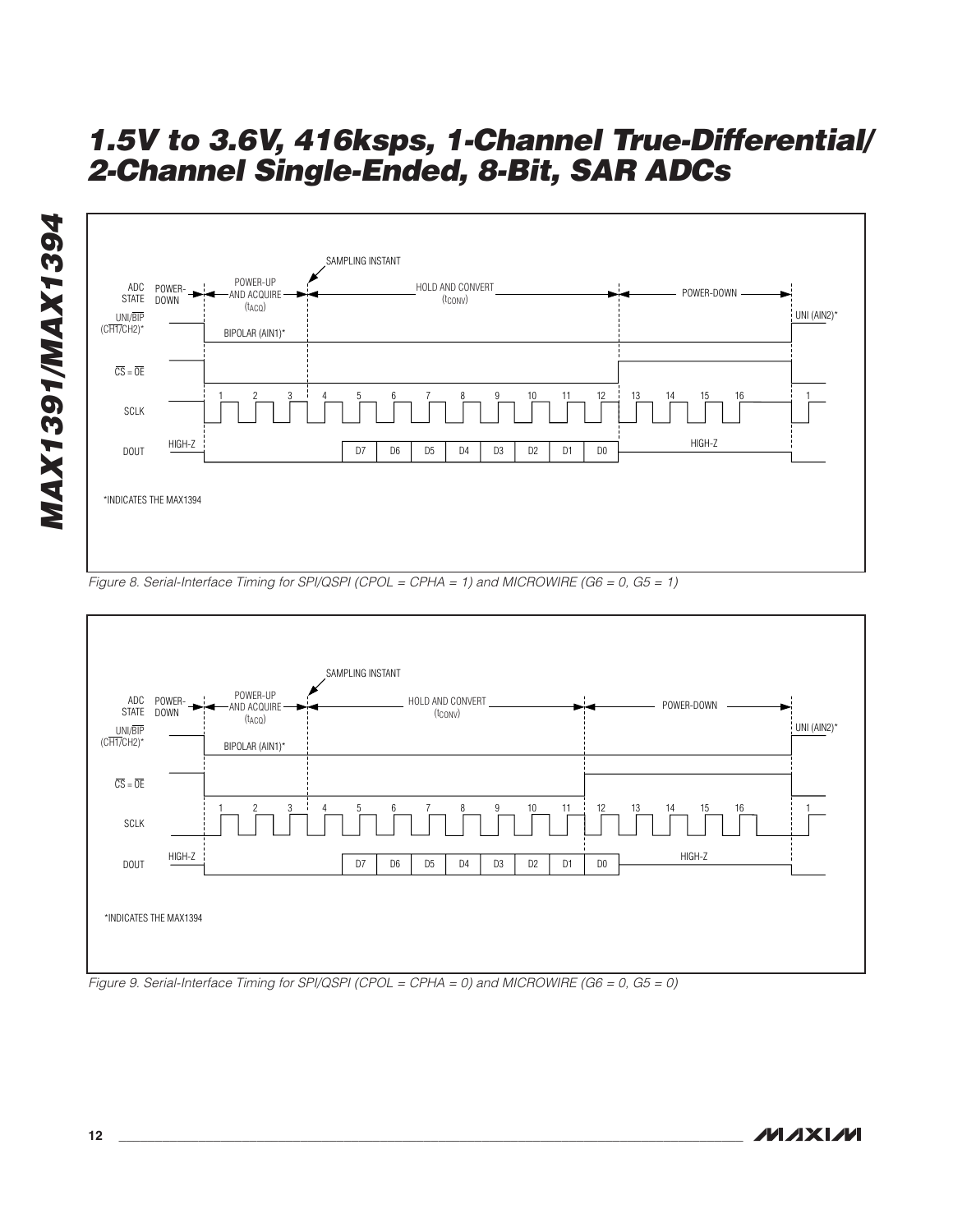SAMPLING INSTANT

ADC STATE: POWER-DOWN | POWER-UP AND ACQUIRE ($t_{ACQ}$) | HOLD AND CONVERT ($t_{CONV}$) | POWER-DOWN

UNI/$\overline{BIP}$ ($\overline{CH1}$/CH2)*: BIPOLAR (AIN1)* | UNI (AIN2)*

$\overline{CS}$ = $\overline{OE}$

SCLK: 1 2 3 4 5 6 7 8 9 10 11 12 13 14 15 16 1

DOUT: HIGH-Z | D7 D6 D5 D4 D3 D2 D1 D0 | HIGH-Z

*INDICATES THE MAX1394

*Figure 8. Serial-Interface Timing for SPI/QSPI (CPOL = CPHA = 1) and MICROWIRE (G6 = 0, G5 = 1)*

SAMPLING INSTANT

ADC STATE: POWER-DOWN | POWER-UP AND ACQUIRE ($t_{ACQ}$) | HOLD AND CONVERT ($t_{CONV}$) | POWER-DOWN

UNI/$\overline{BIP}$ ($\overline{CH1}$/CH2)*: BIPOLAR (AIN1)* | UNI (AIN2)*

$\overline{CS}$ = $\overline{OE}$

SCLK: 1 2 3 4 5 6 7 8 9 10 11 12 13 14 15 16 1

DOUT: HIGH-Z | D7 D6 D5 D4 D3 D2 D1 D0 | HIGH-Z

*INDICATES THE MAX1394

*Figure 9. Serial-Interface Timing for SPI/QSPI (CPOL = CPHA = 0) and MICROWIRE (G6 = 0, G5 = 0)*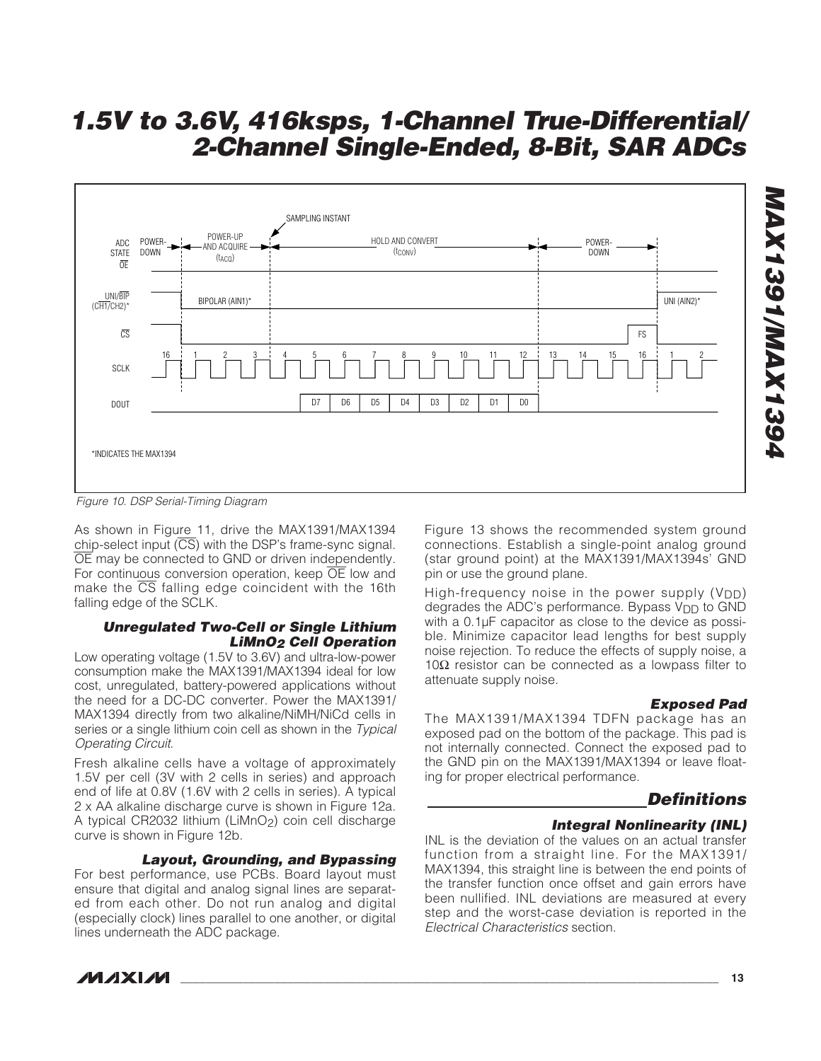Figure 10. DSP Serial-Timing Diagram

As shown in Figure 11, drive the MAX1391/MAX1394 chip-select input ($\overline{CS}$) with the DSP's frame-sync signal. $\overline{OE}$ may be connected to GND or driven independently. For continuous conversion operation, keep $\overline{OE}$ low and make the $\overline{CS}$ falling edge coincident with the 16th falling edge of the SCLK.

### Unregulated Two-Cell or Single Lithium $LiMnO_2$ Cell Operation

Low operating voltage (1.5V to 3.6V) and ultra-low-power consumption make the MAX1391/MAX1394 ideal for low cost, unregulated, battery-powered applications without the need for a DC-DC converter. Power the MAX1391/MAX1394 directly from two alkaline/NiMH/NiCd cells in series or a single lithium coin cell as shown in the *Typical Operating Circuit*.

Fresh alkaline cells have a voltage of approximately 1.5V per cell (3V with 2 cells in series) and approach end of life at 0.8V (1.6V with 2 cells in series). A typical 2 x AA alkaline discharge curve is shown in Figure 12a. A typical CR2032 lithium ($LiMnO_2$) coin cell discharge curve is shown in Figure 12b.

### Layout, Grounding, and Bypassing

For best performance, use PCBs. Board layout must ensure that digital and analog signal lines are separated from each other. Do not run analog and digital (especially clock) lines parallel to one another, or digital lines underneath the ADC package.

Figure 13 shows the recommended system ground connections. Establish a single-point analog ground (star ground point) at the MAX1391/MAX1394s' GND pin or use the ground plane.

High-frequency noise in the power supply ($V_{DD}$) degrades the ADC's performance. Bypass $V_{DD}$ to GND with a 0.1µF capacitor as close to the device as possible. Minimize capacitor lead lengths for best supply noise rejection. To reduce the effects of supply noise, a 10Ω resistor can be connected as a lowpass filter to attenuate supply noise.

### Exposed Pad

The MAX1391/MAX1394 TDFN package has an exposed pad on the bottom of the package. This pad is not internally connected. Connect the exposed pad to the GND pin on the MAX1391/MAX1394 or leave floating for proper electrical performance.

## Definitions

### Integral Nonlinearity (INL)

INL is the deviation of the values on an actual transfer function from a straight line. For the MAX1391/MAX1394, this straight line is between the end points of the transfer function once offset and gain errors have been nullified. INL deviations are measured at every step and the worst-case deviation is reported in the *Electrical Characteristics* section.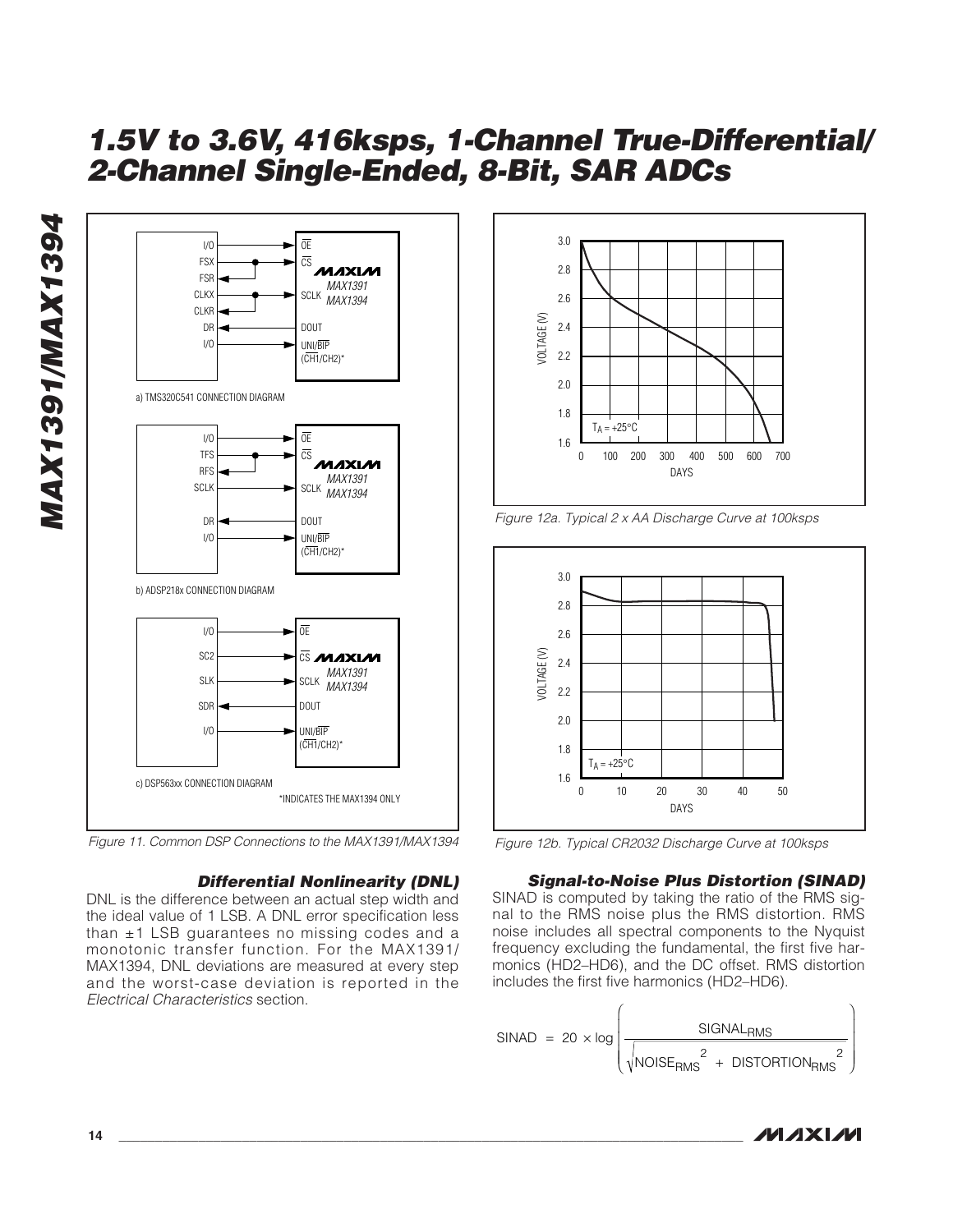Figure 11. Common DSP Connections to the MAX1391/MAX1394

Figure 12a. Typical 2 x AA Discharge Curve at 100ksps

Figure 12b. Typical CR2032 Discharge Curve at 100ksps

### Differential Nonlinearity (DNL)

DNL is the difference between an actual step width and the ideal value of 1 LSB. A DNL error specification less than ±1 LSB guarantees no missing codes and a monotonic transfer function. For the MAX1391/MAX1394, DNL deviations are measured at every step and the worst-case deviation is reported in the *Electrical Characteristics* section.

### Signal-to-Noise Plus Distortion (SINAD)

SINAD is computed by taking the ratio of the RMS signal to the RMS noise plus the RMS distortion. RMS noise includes all spectral components to the Nyquist frequency excluding the fundamental, the first five harmonics (HD2–HD6), and the DC offset. RMS distortion includes the first five harmonics (HD2–HD6).

$$SINAD = 20 \times \log \left( \frac{SIGNAL_{RMS}}{\sqrt{NOISE_{RMS}^{2} + DISTORTION_{RMS}^{2}}} \right)$$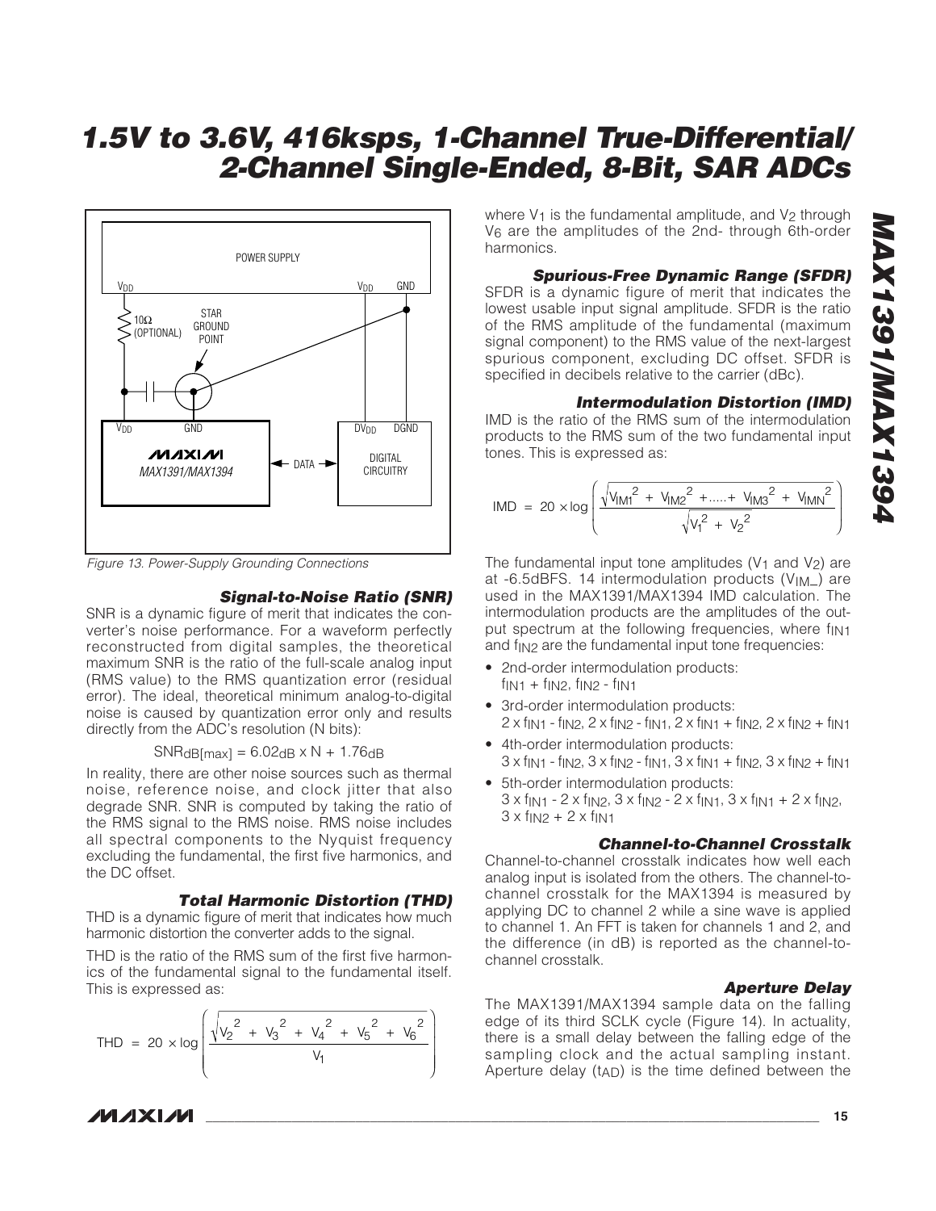Figure 13. Power-Supply Grounding Connections

### Signal-to-Noise Ratio (SNR)

SNR is a dynamic figure of merit that indicates the converter's noise performance. For a waveform perfectly reconstructed from digital samples, the theoretical maximum SNR is the ratio of the full-scale analog input (RMS value) to the RMS quantization error (residual error). The ideal, theoretical minimum analog-to-digital noise is caused by quantization error only and results directly from the ADC's resolution (N bits):

$$SNR_{dB[max]} = 6.02_{dB} \times N + 1.76_{dB}$$

In reality, there are other noise sources such as thermal noise, reference noise, and clock jitter that also degrade SNR. SNR is computed by taking the ratio of the RMS signal to the RMS noise. RMS noise includes all spectral components to the Nyquist frequency excluding the fundamental, the first five harmonics, and the DC offset.

### Total Harmonic Distortion (THD)

THD is a dynamic figure of merit that indicates how much harmonic distortion the converter adds to the signal.

THD is the ratio of the RMS sum of the first five harmonics of the fundamental signal to the fundamental itself. This is expressed as:

$$THD = 20 \times \log \left( \frac{\sqrt{V_2^2 + V_3^2 + V_4^2 + V_5^2 + V_6^2}}{V_1} \right)$$

where $V_1$ is the fundamental amplitude, and $V_2$ through $V_6$ are the amplitudes of the 2nd- through 6th-order harmonics.

### Spurious-Free Dynamic Range (SFDR)

SFDR is a dynamic figure of merit that indicates the lowest usable input signal amplitude. SFDR is the ratio of the RMS amplitude of the fundamental (maximum signal component) to the RMS value of the next-largest spurious component, excluding DC offset. SFDR is specified in decibels relative to the carrier (dBc).

### Intermodulation Distortion (IMD)

IMD is the ratio of the RMS sum of the intermodulation products to the RMS sum of the two fundamental input tones. This is expressed as:

$$IMD = 20 \times \log \left( \frac{\sqrt{V_{IM1}^2 + V_{IM2}^2 + \ldots + V_{IM3}^2 + V_{IMN}^2}}{\sqrt{V_1^2 + V_2^2}} \right)$$

The fundamental input tone amplitudes ($V_1$ and $V_2$) are at -6.5dBFS. 14 intermodulation products ($V_{IM\_}$) are used in the MAX1391/MAX1394 IMD calculation. The intermodulation products are the amplitudes of the output spectrum at the following frequencies, where $f_{IN1}$ and $f_{IN2}$ are the fundamental input tone frequencies:

- 2nd-order intermodulation products: $f_{IN1} + f_{IN2}$, $f_{IN2} - f_{IN1}$
- 3rd-order intermodulation products: $2 \times f_{IN1} - f_{IN2}$, $2 \times f_{IN2} - f_{IN1}$, $2 \times f_{IN1} + f_{IN2}$, $2 \times f_{IN2} + f_{IN1}$
- 4th-order intermodulation products: $3 \times f_{IN1} - f_{IN2}$, $3 \times f_{IN2} - f_{IN1}$, $3 \times f_{IN1} + f_{IN2}$, $3 \times f_{IN2} + f_{IN1}$
- 5th-order intermodulation products: $3 \times f_{IN1} - 2 \times f_{IN2}$, $3 \times f_{IN2} - 2 \times f_{IN1}$, $3 \times f_{IN1} + 2 \times f_{IN2}$, $3 \times f_{IN2} + 2 \times f_{IN1}$

### Channel-to-Channel Crosstalk

Channel-to-channel crosstalk indicates how well each analog input is isolated from the others. The channel-to-channel crosstalk for the MAX1394 is measured by applying DC to channel 2 while a sine wave is applied to channel 1. An FFT is taken for channels 1 and 2, and the difference (in dB) is reported as the channel-to-channel crosstalk.

### Aperture Delay

The MAX1391/MAX1394 sample data on the falling edge of its third SCLK cycle (Figure 14). In actuality, there is a small delay between the falling edge of the sampling clock and the actual sampling instant. Aperture delay ($t_{AD}$) is the time defined between the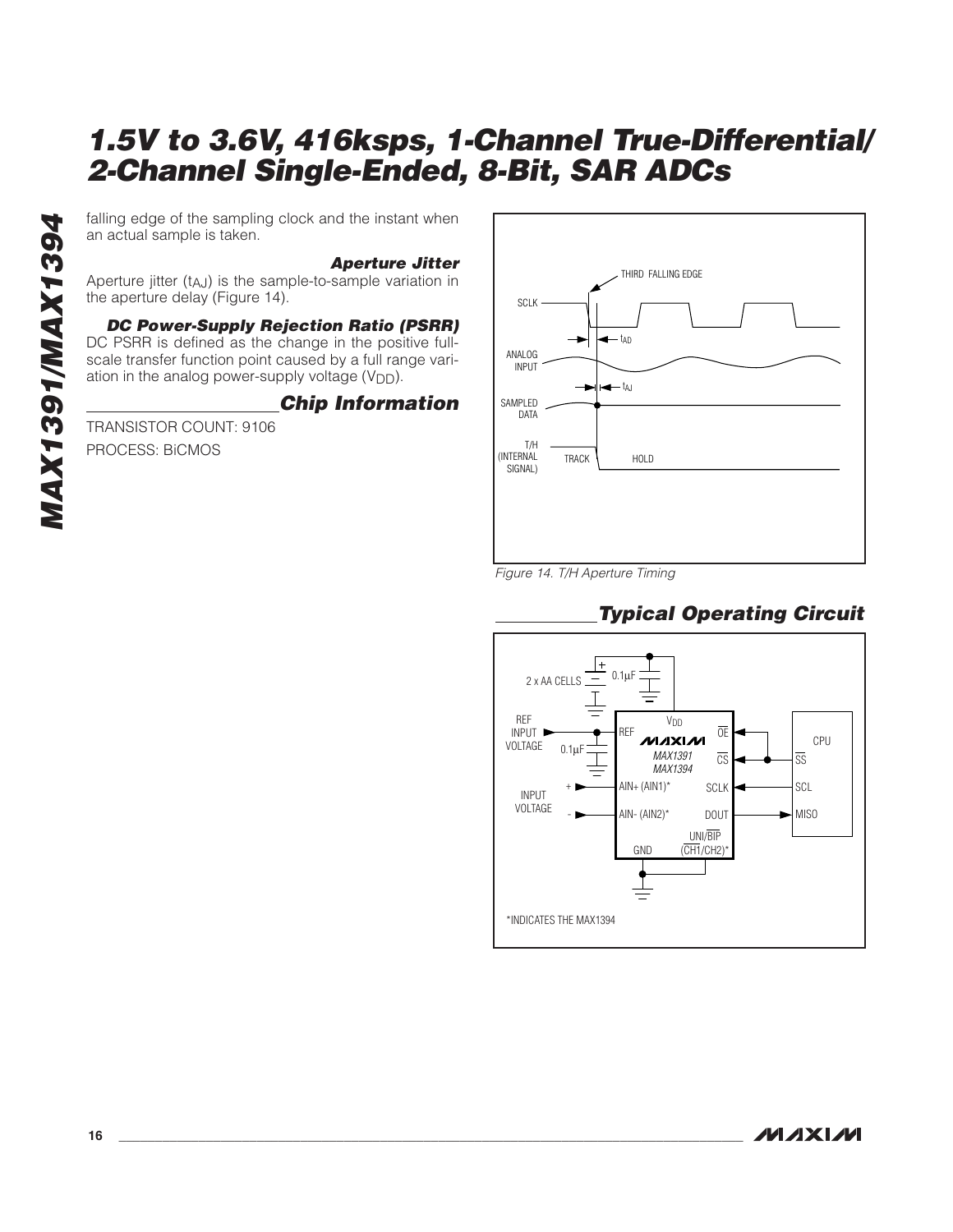falling edge of the sampling clock and the instant when an actual sample is taken.

### Aperture Jitter

Aperture jitter ($t_{AJ}$) is the sample-to-sample variation in the aperture delay (Figure 14).

### DC Power-Supply Rejection Ratio (PSRR)

DC PSRR is defined as the change in the positive full-scale transfer function point caused by a full range variation in the analog power-supply voltage ($V_{DD}$).

## Chip Information

TRANSISTOR COUNT: 9106

PROCESS: BiCMOS

Figure 14. T/H Aperture Timing

## Typical Operating Circuit

*INDICATES THE MAX1394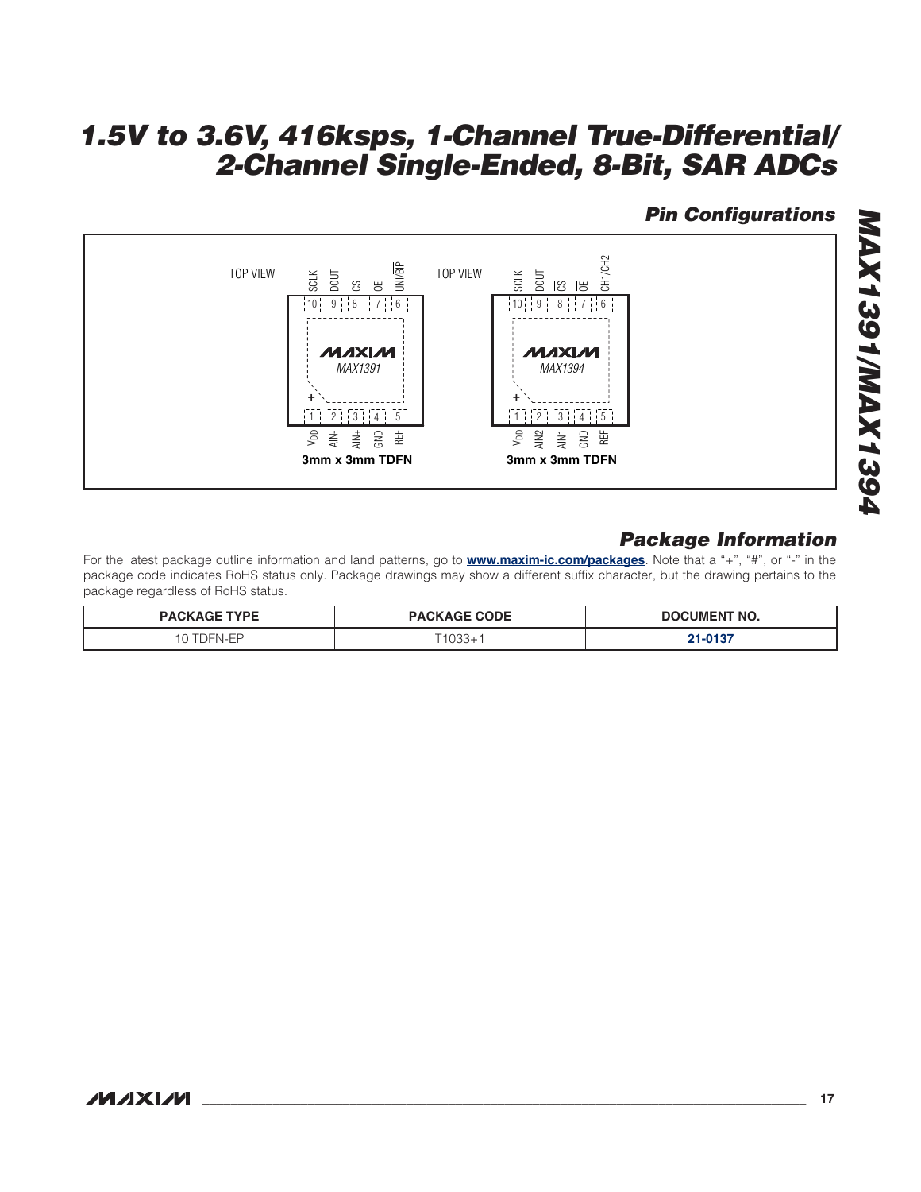## Pin Configurations

TOP VIEW

MAX1391 — 3mm x 3mm TDFN

| Pin | Name |
|---|---|
| 1 | $V_{DD}$ |
| 2 | AIN- |
| 3 | AIN+ |
| 4 | GND |
| 5 | REF |
| 6 | $UNI/\overline{BIP}$ |
| 7 | $\overline{OE}$ |
| 8 | $\overline{CS}$ |
| 9 | DOUT |
| 10 | SCLK |

TOP VIEW

MAX1394 — 3mm x 3mm TDFN

| Pin | Name |
|---|---|
| 1 | $V_{DD}$ |
| 2 | AIN2 |
| 3 | AIN1 |
| 4 | GND |
| 5 | REF |
| 6 | $\overline{CH1}/CH2$ |
| 7 | $\overline{OE}$ |
| 8 | $\overline{CS}$ |
| 9 | DOUT |
| 10 | SCLK |

## Package Information

For the latest package outline information and land patterns, go to **www.maxim-ic.com/packages**. Note that a "+", "#", or "-" in the package code indicates RoHS status only. Package drawings may show a different suffix character, but the drawing pertains to the package regardless of RoHS status.

| PACKAGE TYPE | PACKAGE CODE | DOCUMENT NO. |
|---|---|---|
| 10 TDFN-EP | T1033+1 | 21-0137 |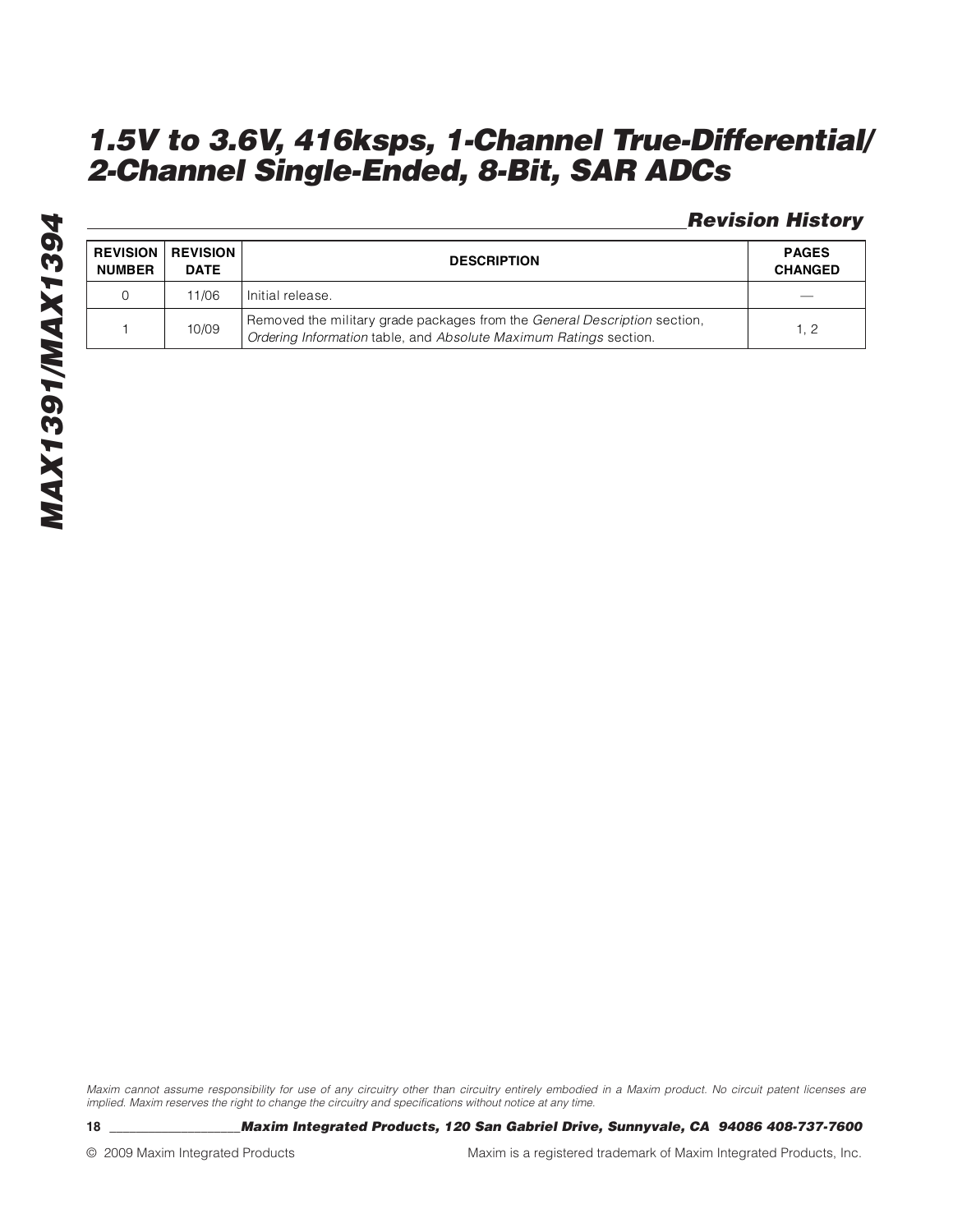## Revision History

| REVISION NUMBER | REVISION DATE | DESCRIPTION | PAGES CHANGED |
|---|---|---|---|
| 0 | 11/06 | Initial release. | — |
| 1 | 10/09 | Removed the military grade packages from the *General Description* section, *Ordering Information* table, and *Absolute Maximum Ratings* section. | 1, 2 |

*Maxim cannot assume responsibility for use of any circuitry other than circuitry entirely embodied in a Maxim product. No circuit patent licenses are implied. Maxim reserves the right to change the circuitry and specifications without notice at any time.*

***Maxim Integrated Products, 120 San Gabriel Drive, Sunnyvale, CA 94086 408-737-7600***

© 2009 Maxim Integrated Products    Maxim is a registered trademark of Maxim Integrated Products, Inc.